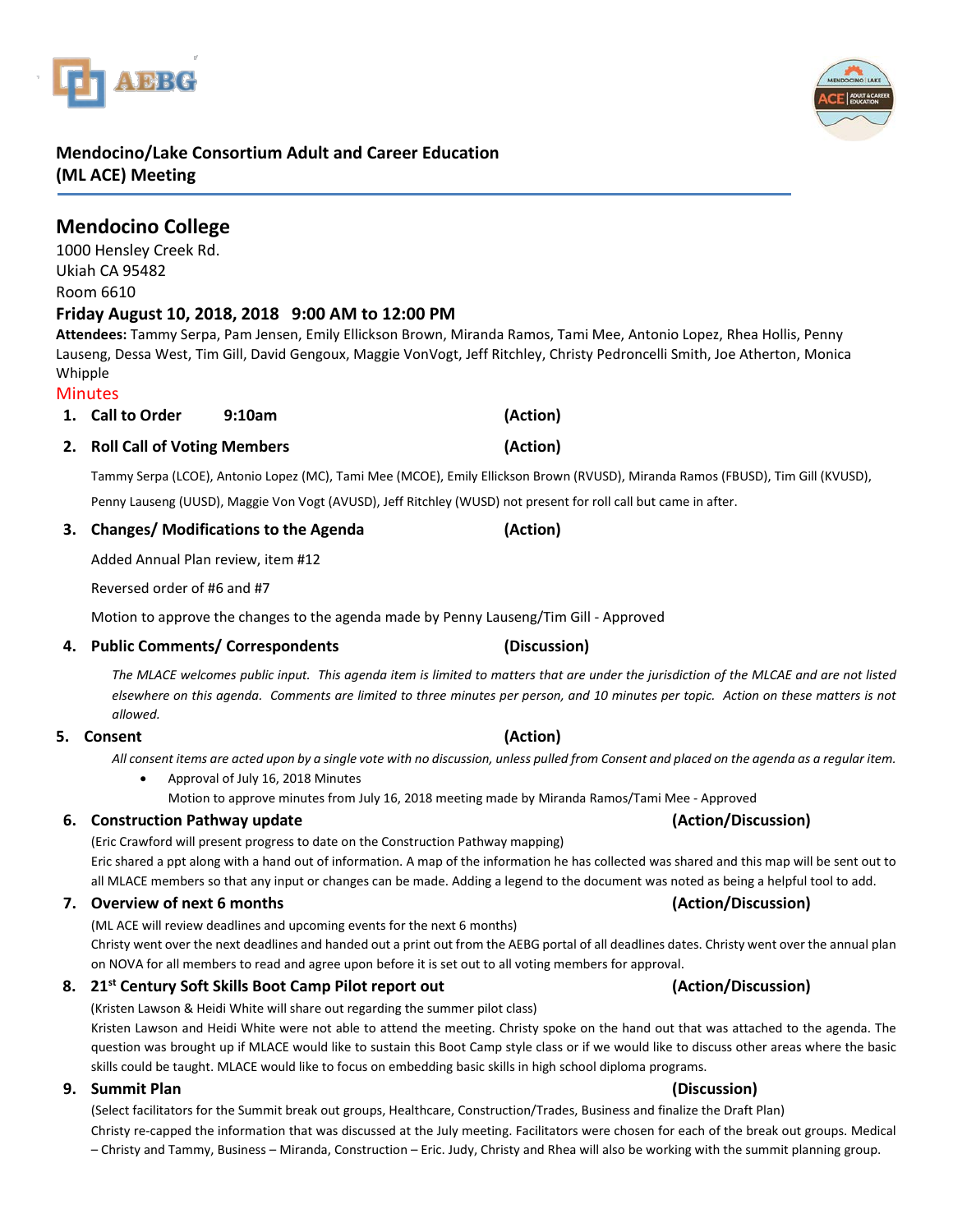# Mendocino/Lake Consortium Adult and Career Education (ML ACE) Meeting

## Mendocino College

1000 Hensley Creek Rd.
Ukiah CA 95482
Room 6610

### Friday August 10, 2018, 2018 9:00 AM to 12:00 PM

**Attendees:** Tammy Serpa, Pam Jensen, Emily Ellickson Brown, Miranda Ramos, Tami Mee, Antonio Lopez, Rhea Hollis, Penny Lauseng, Dessa West, Tim Gill, David Gengoux, Maggie VonVogt, Jeff Ritchley, Christy Pedroncelli Smith, Joe Atherton, Monica Whipple

Minutes

1. **Call to Order 9:10am (Action)**

2. **Roll Call of Voting Members (Action)**

   Tammy Serpa (LCOE), Antonio Lopez (MC), Tami Mee (MCOE), Emily Ellickson Brown (RVUSD), Miranda Ramos (FBUSD), Tim Gill (KVUSD), Penny Lauseng (UUSD), Maggie Von Vogt (AVUSD), Jeff Ritchley (WUSD) not present for roll call but came in after.

3. **Changes/ Modifications to the Agenda (Action)**

   Added Annual Plan review, item #12

   Reversed order of #6 and #7

   Motion to approve the changes to the agenda made by Penny Lauseng/Tim Gill - Approved

4. **Public Comments/ Correspondents (Discussion)**

   *The MLACE welcomes public input. This agenda item is limited to matters that are under the jurisdiction of the MLCAE and are not listed elsewhere on this agenda. Comments are limited to three minutes per person, and 10 minutes per topic. Action on these matters is not allowed.*

5. **Consent (Action)**

   *All consent items are acted upon by a single vote with no discussion, unless pulled from Consent and placed on the agenda as a regular item.*

   - Approval of July 16, 2018 Minutes
     Motion to approve minutes from July 16, 2018 meeting made by Miranda Ramos/Tami Mee - Approved

6. **Construction Pathway update (Action/Discussion)**

   (Eric Crawford will present progress to date on the Construction Pathway mapping)
   Eric shared a ppt along with a hand out of information. A map of the information he has collected was shared and this map will be sent out to all MLACE members so that any input or changes can be made. Adding a legend to the document was noted as being a helpful tool to add.

7. **Overview of next 6 months (Action/Discussion)**

   (ML ACE will review deadlines and upcoming events for the next 6 months)
   Christy went over the next deadlines and handed out a print out from the AEBG portal of all deadlines dates. Christy went over the annual plan on NOVA for all members to read and agree upon before it is set out to all voting members for approval.

8. **21st Century Soft Skills Boot Camp Pilot report out (Action/Discussion)**

   (Kristen Lawson & Heidi White will share out regarding the summer pilot class)
   Kristen Lawson and Heidi White were not able to attend the meeting. Christy spoke on the hand out that was attached to the agenda. The question was brought up if MLACE would like to sustain this Boot Camp style class or if we would like to discuss other areas where the basic skills could be taught. MLACE would like to focus on embedding basic skills in high school diploma programs.

9. **Summit Plan (Discussion)**

   (Select facilitators for the Summit break out groups, Healthcare, Construction/Trades, Business and finalize the Draft Plan)
   Christy re-capped the information that was discussed at the July meeting. Facilitators were chosen for each of the break out groups. Medical – Christy and Tammy, Business – Miranda, Construction – Eric. Judy, Christy and Rhea will also be working with the summit planning group.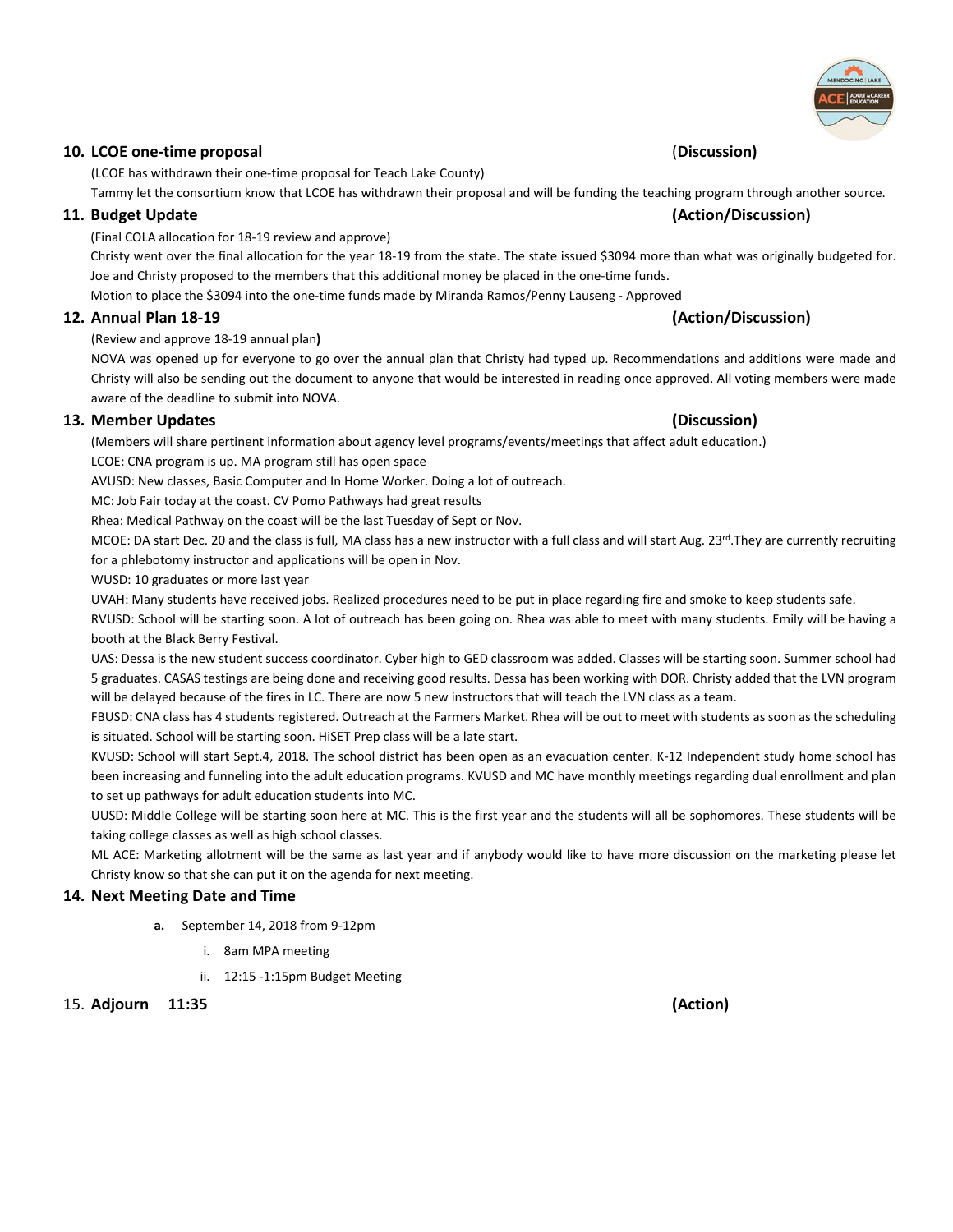### 10. LCOE one-time proposal (Discussion)

(LCOE has withdrawn their one-time proposal for Teach Lake County)

Tammy let the consortium know that LCOE has withdrawn their proposal and will be funding the teaching program through another source.

### 11. Budget Update (Action/Discussion)

(Final COLA allocation for 18-19 review and approve)

Christy went over the final allocation for the year 18-19 from the state. The state issued $3094 more than what was originally budgeted for. Joe and Christy proposed to the members that this additional money be placed in the one-time funds.

Motion to place the $3094 into the one-time funds made by Miranda Ramos/Penny Lauseng - Approved

### 12. Annual Plan 18-19 (Action/Discussion)

(Review and approve 18-19 annual plan)

NOVA was opened up for everyone to go over the annual plan that Christy had typed up. Recommendations and additions were made and Christy will also be sending out the document to anyone that would be interested in reading once approved. All voting members were made aware of the deadline to submit into NOVA.

### 13. Member Updates (Discussion)

(Members will share pertinent information about agency level programs/events/meetings that affect adult education.)

LCOE: CNA program is up. MA program still has open space

AVUSD: New classes, Basic Computer and In Home Worker. Doing a lot of outreach.

MC: Job Fair today at the coast. CV Pomo Pathways had great results

Rhea: Medical Pathway on the coast will be the last Tuesday of Sept or Nov.

MCOE: DA start Dec. 20 and the class is full, MA class has a new instructor with a full class and will start Aug. 23rd.They are currently recruiting for a phlebotomy instructor and applications will be open in Nov.

WUSD: 10 graduates or more last year

UVAH: Many students have received jobs. Realized procedures need to be put in place regarding fire and smoke to keep students safe.

RVUSD: School will be starting soon. A lot of outreach has been going on. Rhea was able to meet with many students. Emily will be having a booth at the Black Berry Festival.

UAS: Dessa is the new student success coordinator. Cyber high to GED classroom was added. Classes will be starting soon. Summer school had 5 graduates. CASAS testings are being done and receiving good results. Dessa has been working with DOR. Christy added that the LVN program will be delayed because of the fires in LC. There are now 5 new instructors that will teach the LVN class as a team.

FBUSD: CNA class has 4 students registered. Outreach at the Farmers Market. Rhea will be out to meet with students as soon as the scheduling is situated. School will be starting soon. HiSET Prep class will be a late start.

KVUSD: School will start Sept.4, 2018. The school district has been open as an evacuation center. K-12 Independent study home school has been increasing and funneling into the adult education programs. KVUSD and MC have monthly meetings regarding dual enrollment and plan to set up pathways for adult education students into MC.

UUSD: Middle College will be starting soon here at MC. This is the first year and the students will all be sophomores. These students will be taking college classes as well as high school classes.

ML ACE: Marketing allotment will be the same as last year and if anybody would like to have more discussion on the marketing please let Christy know so that she can put it on the agenda for next meeting.

### 14. Next Meeting Date and Time

- **a.** September 14, 2018 from 9-12pm
  - i. 8am MPA meeting
  - ii. 12:15 -1:15pm Budget Meeting

### 15. Adjourn 11:35 (Action)